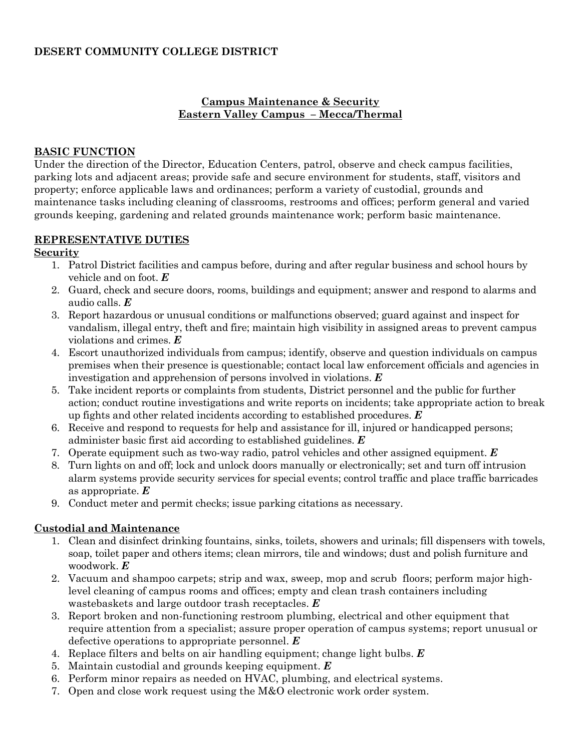**DESERT COMMUNITY COLLEGE DISTRICT**

## Campus Maintenance & Security
## Eastern Valley Campus – Mecca/Thermal

### BASIC FUNCTION

Under the direction of the Director, Education Centers, patrol, observe and check campus facilities, parking lots and adjacent areas; provide safe and secure environment for students, staff, visitors and property; enforce applicable laws and ordinances; perform a variety of custodial, grounds and maintenance tasks including cleaning of classrooms, restrooms and offices; perform general and varied grounds keeping, gardening and related grounds maintenance work; perform basic maintenance.

### REPRESENTATIVE DUTIES

#### Security

1. Patrol District facilities and campus before, during and after regular business and school hours by vehicle and on foot. ***E***
2. Guard, check and secure doors, rooms, buildings and equipment; answer and respond to alarms and audio calls. ***E***
3. Report hazardous or unusual conditions or malfunctions observed; guard against and inspect for vandalism, illegal entry, theft and fire; maintain high visibility in assigned areas to prevent campus violations and crimes. ***E***
4. Escort unauthorized individuals from campus; identify, observe and question individuals on campus premises when their presence is questionable; contact local law enforcement officials and agencies in investigation and apprehension of persons involved in violations. ***E***
5. Take incident reports or complaints from students, District personnel and the public for further action; conduct routine investigations and write reports on incidents; take appropriate action to break up fights and other related incidents according to established procedures. ***E***
6. Receive and respond to requests for help and assistance for ill, injured or handicapped persons; administer basic first aid according to established guidelines. ***E***
7. Operate equipment such as two-way radio, patrol vehicles and other assigned equipment. ***E***
8. Turn lights on and off; lock and unlock doors manually or electronically; set and turn off intrusion alarm systems provide security services for special events; control traffic and place traffic barricades as appropriate. ***E***
9. Conduct meter and permit checks; issue parking citations as necessary.

#### Custodial and Maintenance

1. Clean and disinfect drinking fountains, sinks, toilets, showers and urinals; fill dispensers with towels, soap, toilet paper and others items; clean mirrors, tile and windows; dust and polish furniture and woodwork. ***E***
2. Vacuum and shampoo carpets; strip and wax, sweep, mop and scrub floors; perform major high-level cleaning of campus rooms and offices; empty and clean trash containers including wastebaskets and large outdoor trash receptacles. ***E***
3. Report broken and non-functioning restroom plumbing, electrical and other equipment that require attention from a specialist; assure proper operation of campus systems; report unusual or defective operations to appropriate personnel. ***E***
4. Replace filters and belts on air handling equipment; change light bulbs. ***E***
5. Maintain custodial and grounds keeping equipment. ***E***
6. Perform minor repairs as needed on HVAC, plumbing, and electrical systems.
7. Open and close work request using the M&O electronic work order system.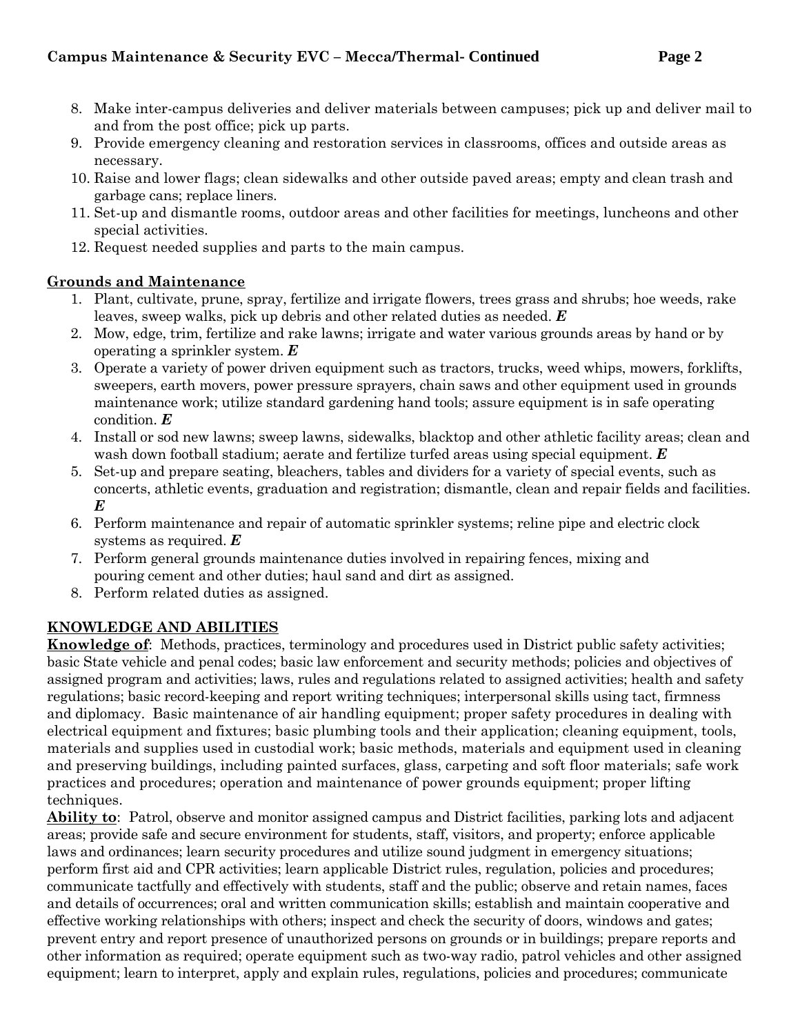8. Make inter-campus deliveries and deliver materials between campuses; pick up and deliver mail to and from the post office; pick up parts.
9. Provide emergency cleaning and restoration services in classrooms, offices and outside areas as necessary.
10. Raise and lower flags; clean sidewalks and other outside paved areas; empty and clean trash and garbage cans; replace liners.
11. Set-up and dismantle rooms, outdoor areas and other facilities for meetings, luncheons and other special activities.
12. Request needed supplies and parts to the main campus.

**Grounds and Maintenance**

1. Plant, cultivate, prune, spray, fertilize and irrigate flowers, trees grass and shrubs; hoe weeds, rake leaves, sweep walks, pick up debris and other related duties as needed. ***E***
2. Mow, edge, trim, fertilize and rake lawns; irrigate and water various grounds areas by hand or by operating a sprinkler system. ***E***
3. Operate a variety of power driven equipment such as tractors, trucks, weed whips, mowers, forklifts, sweepers, earth movers, power pressure sprayers, chain saws and other equipment used in grounds maintenance work; utilize standard gardening hand tools; assure equipment is in safe operating condition. ***E***
4. Install or sod new lawns; sweep lawns, sidewalks, blacktop and other athletic facility areas; clean and wash down football stadium; aerate and fertilize turfed areas using special equipment. ***E***
5. Set-up and prepare seating, bleachers, tables and dividers for a variety of special events, such as concerts, athletic events, graduation and registration; dismantle, clean and repair fields and facilities. ***E***
6. Perform maintenance and repair of automatic sprinkler systems; reline pipe and electric clock systems as required. ***E***
7. Perform general grounds maintenance duties involved in repairing fences, mixing and pouring cement and other duties; haul sand and dirt as assigned.
8. Perform related duties as assigned.

## KNOWLEDGE AND ABILITIES

**Knowledge of**: Methods, practices, terminology and procedures used in District public safety activities; basic State vehicle and penal codes; basic law enforcement and security methods; policies and objectives of assigned program and activities; laws, rules and regulations related to assigned activities; health and safety regulations; basic record-keeping and report writing techniques; interpersonal skills using tact, firmness and diplomacy. Basic maintenance of air handling equipment; proper safety procedures in dealing with electrical equipment and fixtures; basic plumbing tools and their application; cleaning equipment, tools, materials and supplies used in custodial work; basic methods, materials and equipment used in cleaning and preserving buildings, including painted surfaces, glass, carpeting and soft floor materials; safe work practices and procedures; operation and maintenance of power grounds equipment; proper lifting techniques.

**Ability to**: Patrol, observe and monitor assigned campus and District facilities, parking lots and adjacent areas; provide safe and secure environment for students, staff, visitors, and property; enforce applicable laws and ordinances; learn security procedures and utilize sound judgment in emergency situations; perform first aid and CPR activities; learn applicable District rules, regulation, policies and procedures; communicate tactfully and effectively with students, staff and the public; observe and retain names, faces and details of occurrences; oral and written communication skills; establish and maintain cooperative and effective working relationships with others; inspect and check the security of doors, windows and gates; prevent entry and report presence of unauthorized persons on grounds or in buildings; prepare reports and other information as required; operate equipment such as two-way radio, patrol vehicles and other assigned equipment; learn to interpret, apply and explain rules, regulations, policies and procedures; communicate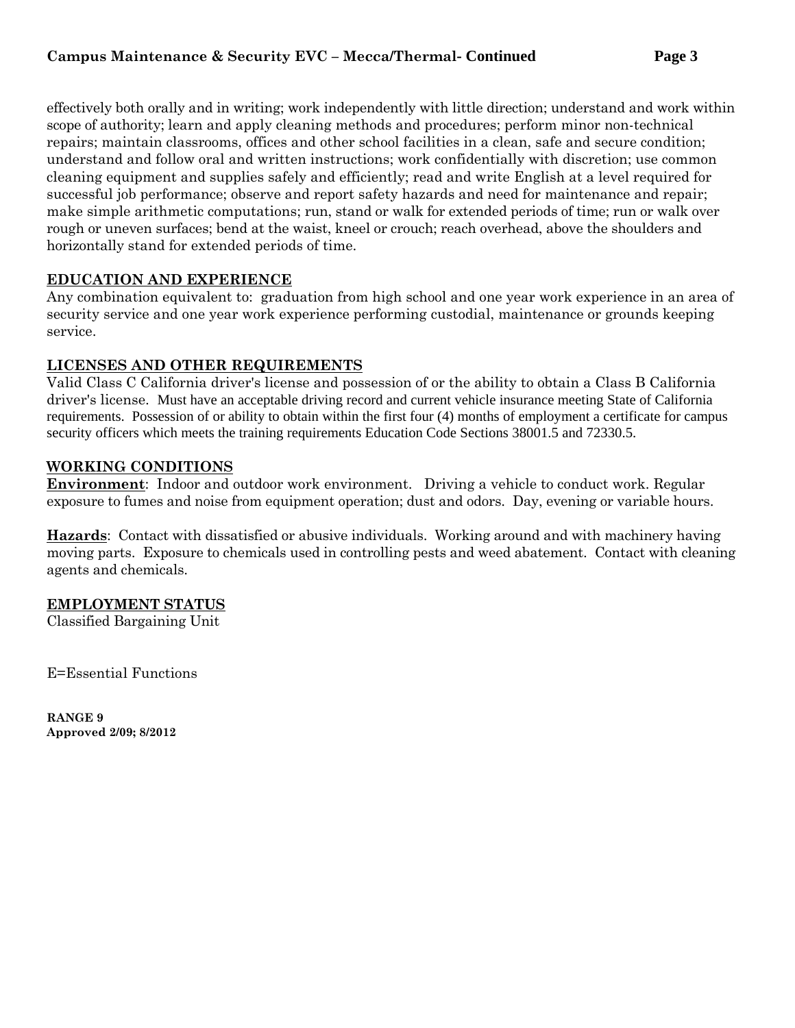effectively both orally and in writing; work independently with little direction; understand and work within scope of authority; learn and apply cleaning methods and procedures; perform minor non-technical repairs; maintain classrooms, offices and other school facilities in a clean, safe and secure condition; understand and follow oral and written instructions; work confidentially with discretion; use common cleaning equipment and supplies safely and efficiently; read and write English at a level required for successful job performance; observe and report safety hazards and need for maintenance and repair; make simple arithmetic computations; run, stand or walk for extended periods of time; run or walk over rough or uneven surfaces; bend at the waist, kneel or crouch; reach overhead, above the shoulders and horizontally stand for extended periods of time.

## EDUCATION AND EXPERIENCE

Any combination equivalent to: graduation from high school and one year work experience in an area of security service and one year work experience performing custodial, maintenance or grounds keeping service.

## LICENSES AND OTHER REQUIREMENTS

Valid Class C California driver's license and possession of or the ability to obtain a Class B California driver's license. Must have an acceptable driving record and current vehicle insurance meeting State of California requirements. Possession of or ability to obtain within the first four (4) months of employment a certificate for campus security officers which meets the training requirements Education Code Sections 38001.5 and 72330.5.

## WORKING CONDITIONS

**Environment**: Indoor and outdoor work environment. Driving a vehicle to conduct work. Regular exposure to fumes and noise from equipment operation; dust and odors. Day, evening or variable hours.

**Hazards**: Contact with dissatisfied or abusive individuals. Working around and with machinery having moving parts. Exposure to chemicals used in controlling pests and weed abatement. Contact with cleaning agents and chemicals.

## EMPLOYMENT STATUS

Classified Bargaining Unit

E=Essential Functions

**RANGE 9**
**Approved 2/09; 8/2012**